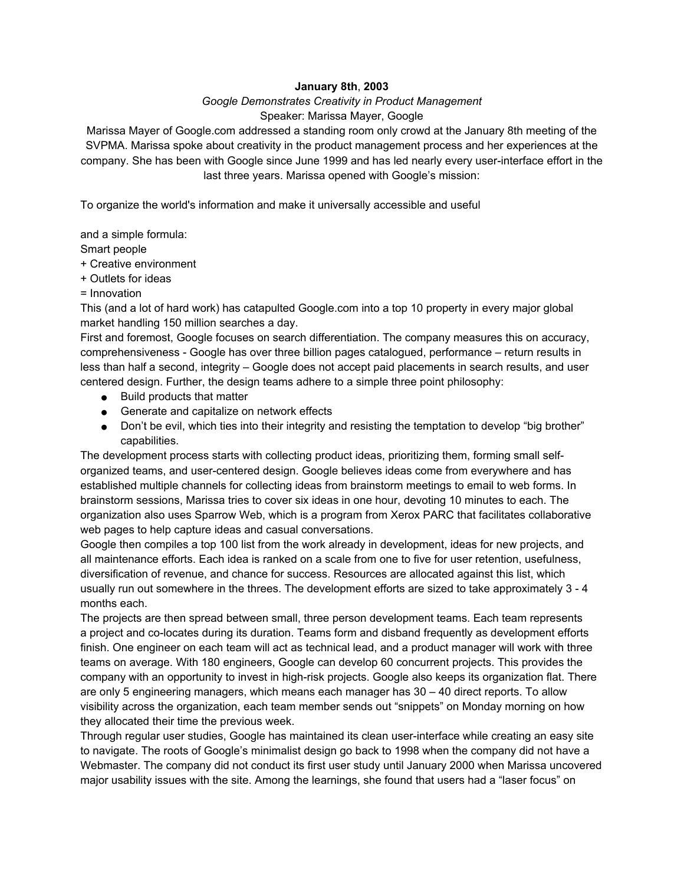**January 8th, 2003**

*Google Demonstrates Creativity in Product Management*

Speaker: Marissa Mayer, Google

Marissa Mayer of Google.com addressed a standing room only crowd at the January 8th meeting of the SVPMA. Marissa spoke about creativity in the product management process and her experiences at the company. She has been with Google since June 1999 and has led nearly every user-interface effort in the last three years. Marissa opened with Google's mission:

To organize the world's information and make it universally accessible and useful

and a simple formula:
Smart people
+ Creative environment
+ Outlets for ideas
= Innovation

This (and a lot of hard work) has catapulted Google.com into a top 10 property in every major global market handling 150 million searches a day.

First and foremost, Google focuses on search differentiation. The company measures this on accuracy, comprehensiveness - Google has over three billion pages catalogued, performance – return results in less than half a second, integrity – Google does not accept paid placements in search results, and user centered design. Further, the design teams adhere to a simple three point philosophy:

- Build products that matter
- Generate and capitalize on network effects
- Don't be evil, which ties into their integrity and resisting the temptation to develop "big brother" capabilities.

The development process starts with collecting product ideas, prioritizing them, forming small self-organized teams, and user-centered design. Google believes ideas come from everywhere and has established multiple channels for collecting ideas from brainstorm meetings to email to web forms. In brainstorm sessions, Marissa tries to cover six ideas in one hour, devoting 10 minutes to each. The organization also uses Sparrow Web, which is a program from Xerox PARC that facilitates collaborative web pages to help capture ideas and casual conversations.

Google then compiles a top 100 list from the work already in development, ideas for new projects, and all maintenance efforts. Each idea is ranked on a scale from one to five for user retention, usefulness, diversification of revenue, and chance for success. Resources are allocated against this list, which usually run out somewhere in the threes. The development efforts are sized to take approximately 3 - 4 months each.

The projects are then spread between small, three person development teams. Each team represents a project and co-locates during its duration. Teams form and disband frequently as development efforts finish. One engineer on each team will act as technical lead, and a product manager will work with three teams on average. With 180 engineers, Google can develop 60 concurrent projects. This provides the company with an opportunity to invest in high-risk projects. Google also keeps its organization flat. There are only 5 engineering managers, which means each manager has 30 – 40 direct reports. To allow visibility across the organization, each team member sends out "snippets" on Monday morning on how they allocated their time the previous week.

Through regular user studies, Google has maintained its clean user-interface while creating an easy site to navigate. The roots of Google's minimalist design go back to 1998 when the company did not have a Webmaster. The company did not conduct its first user study until January 2000 when Marissa uncovered major usability issues with the site. Among the learnings, she found that users had a "laser focus" on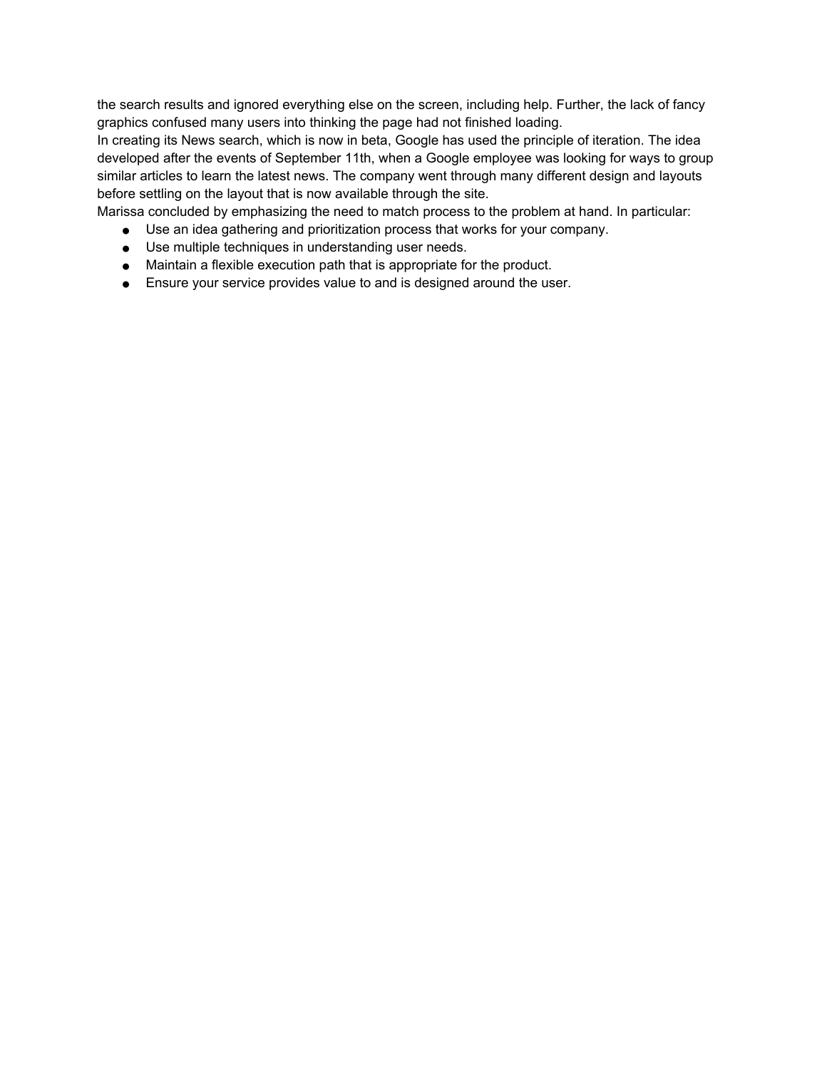the search results and ignored everything else on the screen, including help. Further, the lack of fancy graphics confused many users into thinking the page had not finished loading.

In creating its News search, which is now in beta, Google has used the principle of iteration. The idea developed after the events of September 11th, when a Google employee was looking for ways to group similar articles to learn the latest news. The company went through many different design and layouts before settling on the layout that is now available through the site.

Marissa concluded by emphasizing the need to match process to the problem at hand. In particular:

- Use an idea gathering and prioritization process that works for your company.
- Use multiple techniques in understanding user needs.
- Maintain a flexible execution path that is appropriate for the product.
- Ensure your service provides value to and is designed around the user.